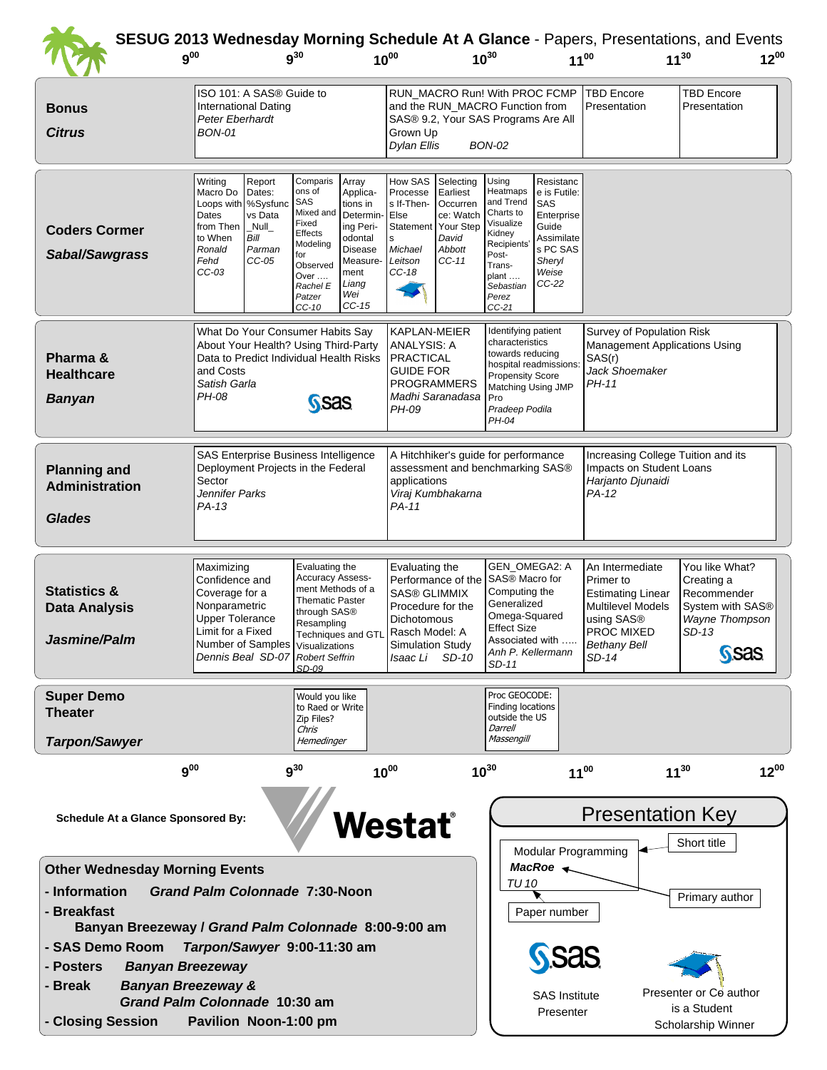# SESUG 2013 Wednesday Morning Schedule At A Glance - Papers, Presentations, and Events

| Track / Room | 9:00 | 9:30 | 10:00 | 10:30 | 11:00 | 11:30 |
|---|---|---|---|---|---|---|
| **Bonus** *Citrus* | ISO 101: A SAS® Guide to International Dating *Peter Eberhardt* BON-01 | | RUN_MACRO Run! With PROC FCMP and the RUN_MACRO Function from SAS® 9.2, Your SAS Programs Are All Grown Up *Dylan Ellis* BON-02 | | TBD Encore Presentation | TBD Encore Presentation |
| **Coders Corner** *Sabal/Sawgrass* | Writing Macro Do Loops with Dates from Then to When *Ronald Fehd* CC-03 / Report Dates: %Sysfunc vs Data _Null_ *Bill Parman* CC-05 | Comparisons of SAS Mixed and Fixed Effects Modeling for Observed Over …. *Rachel E Patzer* CC-10 / Array Applications in Determining Periodontal Disease Measurement *Liang Wei* CC-15 | How SAS Processes If-Then-Else Statements *Michael Leitson* CC-18 (Student Scholarship Winner) / Selecting Earliest Occurrence: Watch Your Step *David Abbott* CC-11 | Using Heatmaps and Trend Charts to Visualize Kidney Recipients' Post-Transplant …. *Sebastian Perez* CC-21 / Resistance is Futile: SAS Enterprise Guide Assimilates PC SAS *Sheryl Weise* CC-22 | | |
| **Pharma & Healthcare** *Banyan* | What Do Your Consumer Habits Say About Your Health? Using Third-Party Data to Predict Individual Health Risks and Costs *Satish Garla* PH-08 (SAS Institute Presenter) | | KAPLAN-MEIER ANALYSIS: A PRACTICAL GUIDE FOR PROGRAMMERS *Madhi Saranadasa* PH-09 | Identifying patient characteristics towards reducing hospital readmissions: Propensity Score Matching Using JMP Pro *Pradeep Podila* PH-04 | Survey of Population Risk Management Applications Using SAS(r) *Jack Shoemaker* PH-11 | |
| **Planning and Administration** *Glades* | SAS Enterprise Business Intelligence Deployment Projects in the Federal Sector *Jennifer Parks* PA-13 | | A Hitchhiker's guide for performance assessment and benchmarking SAS® applications *Viraj Kumbhakarna* PA-11 | | Increasing College Tuition and its Impacts on Student Loans *Harjanto Djunaidi* PA-12 | |
| **Statistics & Data Analysis** *Jasmine/Palm* | Maximizing Confidence and Coverage for a Nonparametric Upper Tolerance Limit for a Fixed Number of Samples *Dennis Beal* SD-07 | Evaluating the Accuracy Assessment Methods of a Thematic Paster through SAS® Resampling Techniques and GTL Visualizations *Robert Seffrin* SD-09 | Evaluating the Performance of the SAS® GLIMMIX Procedure for the Dichotomous Rasch Model: A Simulation Study *Isaac Li* SD-10 | GEN_OMEGA2: A SAS® Macro for Computing the Generalized Omega-Squared Effect Size Associated with ….. *Anh P. Kellermann* SD-11 | An Intermediate Primer to Estimating Linear Multilevel Models using SAS® PROC MIXED *Bethany Bell* SD-14 | You like What? Creating a Recommender System with SAS® *Wayne Thompson* SD-13 (SAS Institute Presenter) |
| **Super Demo Theater** *Tarpon/Sawyer* | | Would you like to Raed or Write Zip Files? *Chris Hemedinger* | | Proc GEOCODE: Finding locations outside the US *Darrell Massengill* | | |

Schedule At a Glance Sponsored By: Westat®

## Other Wednesday Morning Events

- **Information** *Grand Palm Colonnade* 7:30-Noon
- **Breakfast** Banyan Breezeway / *Grand Palm Colonnade* 8:00-9:00 am
- **SAS Demo Room** *Tarpon/Sawyer* 9:00-11:30 am
- **Posters** *Banyan Breezeway*
- **Break** *Banyan Breezeway & Grand Palm Colonnade* 10:30 am
- **Closing Session** Pavilion Noon-1:00 pm

## Presentation Key

Modular Programming (Short title)
*MacRoe* (Primary author)
TU 10 (Paper number)

SAS Institute Presenter

Presenter or Co author is a Student Scholarship Winner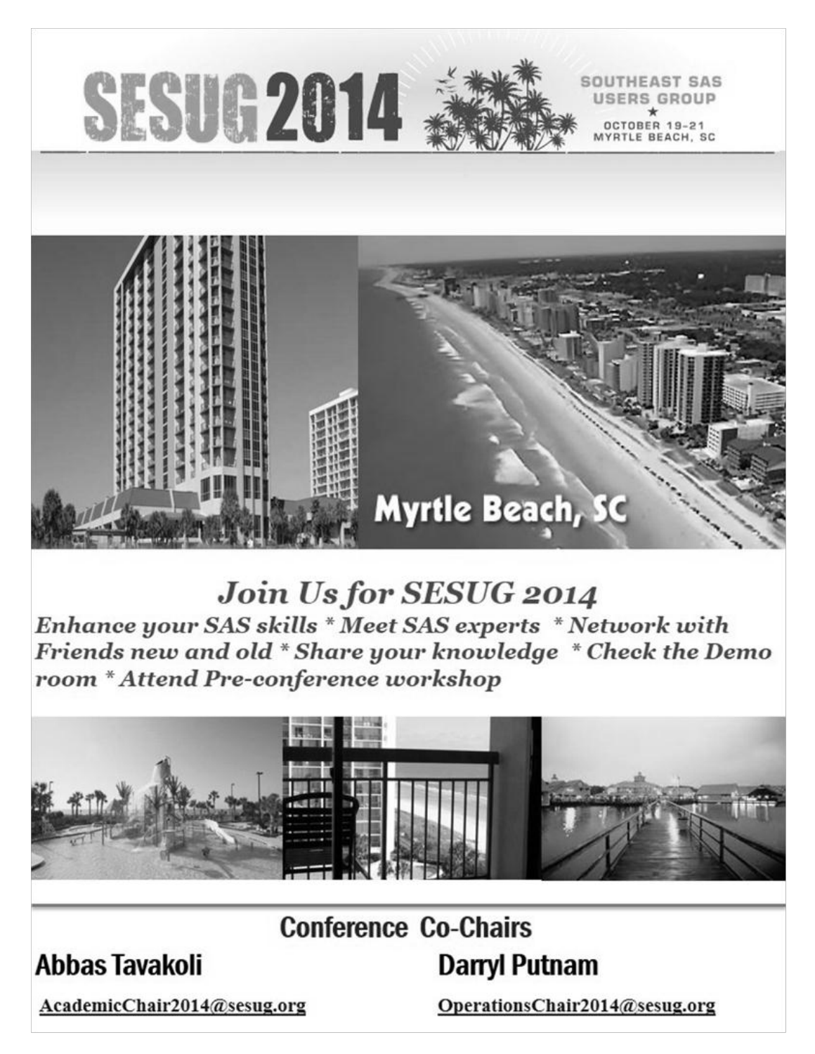# SESUG 2014

SOUTHEAST SAS USERS GROUP
★
OCTOBER 19-21
MYRTLE BEACH, SC

Myrtle Beach, SC

## *Join Us for SESUG 2014*

***Enhance your SAS skills * Meet SAS experts * Network with Friends new and old * Share your knowledge * Check the Demo room * Attend Pre-conference workshop***

## Conference Co-Chairs

**Abbas Tavakoli**

AcademicChair2014@sesug.org

**Darryl Putnam**

OperationsChair2014@sesug.org